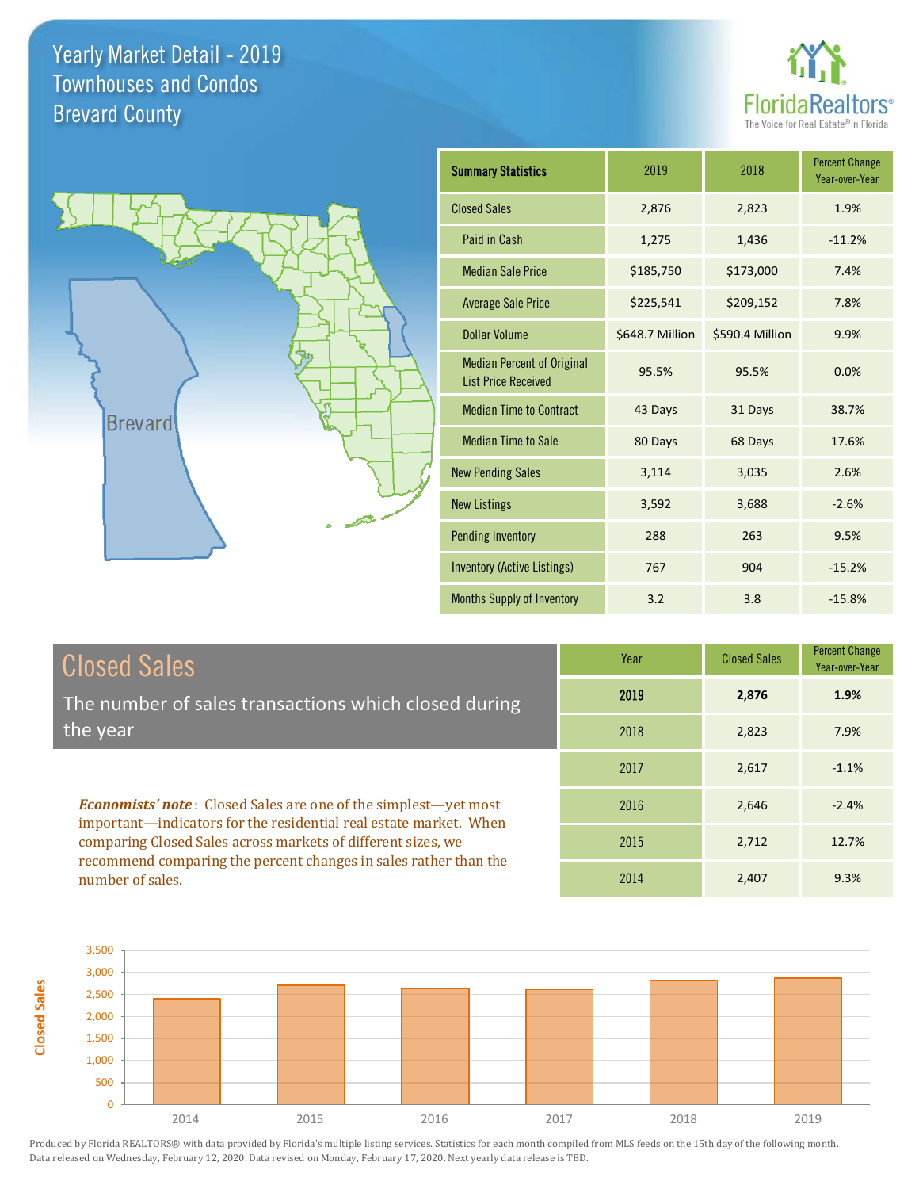# Yearly Market Detail - 2019
## Townhouses and Condos
## Brevard County

FloridaRealtors®
The Voice for Real Estate® in Florida

Brevard

| Summary Statistics | 2019 | 2018 | Percent Change Year-over-Year |
|---|---|---|---|
| Closed Sales | 2,876 | 2,823 | 1.9% |
| Paid in Cash | 1,275 | 1,436 | -11.2% |
| Median Sale Price | $185,750 | $173,000 | 7.4% |
| Average Sale Price | $225,541 | $209,152 | 7.8% |
| Dollar Volume | $648.7 Million | $590.4 Million | 9.9% |
| Median Percent of Original List Price Received | 95.5% | 95.5% | 0.0% |
| Median Time to Contract | 43 Days | 31 Days | 38.7% |
| Median Time to Sale | 80 Days | 68 Days | 17.6% |
| New Pending Sales | 3,114 | 3,035 | 2.6% |
| New Listings | 3,592 | 3,688 | -2.6% |
| Pending Inventory | 288 | 263 | 9.5% |
| Inventory (Active Listings) | 767 | 904 | -15.2% |
| Months Supply of Inventory | 3.2 | 3.8 | -15.8% |

## Closed Sales

The number of sales transactions which closed during the year

***Economists' note***: Closed Sales are one of the simplest—yet most important—indicators for the residential real estate market. When comparing Closed Sales across markets of different sizes, we recommend comparing the percent changes in sales rather than the number of sales.

| Year | Closed Sales | Percent Change Year-over-Year |
|---|---|---|
| **2019** | **2,876** | **1.9%** |
| 2018 | 2,823 | 7.9% |
| 2017 | 2,617 | -1.1% |
| 2016 | 2,646 | -2.4% |
| 2015 | 2,712 | 12.7% |
| 2014 | 2,407 | 9.3% |

Produced by Florida REALTORS® with data provided by Florida's multiple listing services. Statistics for each month compiled from MLS feeds on the 15th day of the following month. Data released on Wednesday, February 12, 2020. Data revised on Monday, February 17, 2020. Next yearly data release is TBD.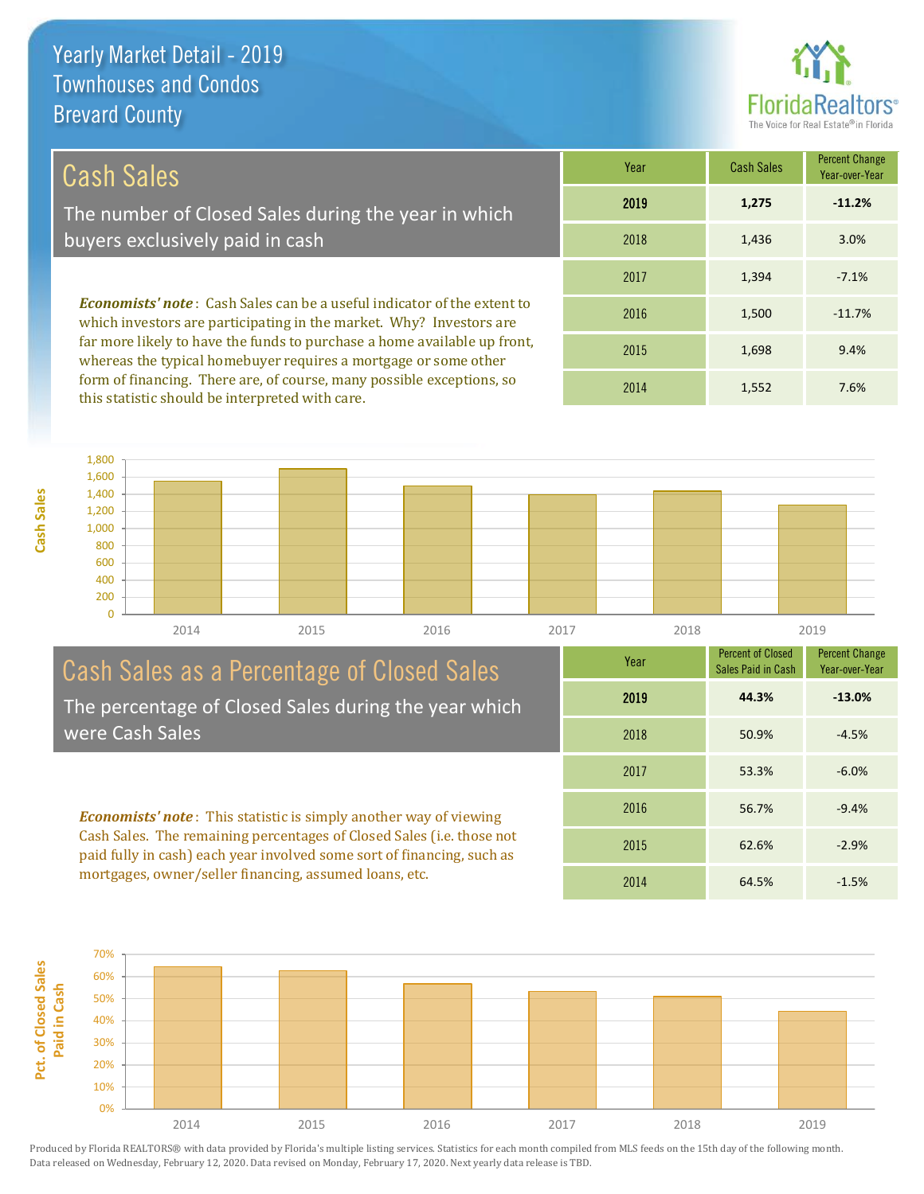# Yearly Market Detail - 2019
## Townhouses and Condos
## Brevard County

## Cash Sales

The number of Closed Sales during the year in which buyers exclusively paid in cash

*Economists' note*: Cash Sales can be a useful indicator of the extent to which investors are participating in the market. Why? Investors are far more likely to have the funds to purchase a home available up front, whereas the typical homebuyer requires a mortgage or some other form of financing. There are, of course, many possible exceptions, so this statistic should be interpreted with care.

| Year | Cash Sales | Percent Change Year-over-Year |
|---|---|---|
| **2019** | **1,275** | **-11.2%** |
| 2018 | 1,436 | 3.0% |
| 2017 | 1,394 | -7.1% |
| 2016 | 1,500 | -11.7% |
| 2015 | 1,698 | 9.4% |
| 2014 | 1,552 | 7.6% |

## Cash Sales as a Percentage of Closed Sales

The percentage of Closed Sales during the year which were Cash Sales

*Economists' note*: This statistic is simply another way of viewing Cash Sales. The remaining percentages of Closed Sales (i.e. those not paid fully in cash) each year involved some sort of financing, such as mortgages, owner/seller financing, assumed loans, etc.

| Year | Percent of Closed Sales Paid in Cash | Percent Change Year-over-Year |
|---|---|---|
| **2019** | **44.3%** | **-13.0%** |
| 2018 | 50.9% | -4.5% |
| 2017 | 53.3% | -6.0% |
| 2016 | 56.7% | -9.4% |
| 2015 | 62.6% | -2.9% |
| 2014 | 64.5% | -1.5% |

Produced by Florida REALTORS® with data provided by Florida's multiple listing services. Statistics for each month compiled from MLS feeds on the 15th day of the following month. Data released on Wednesday, February 12, 2020. Data revised on Monday, February 17, 2020. Next yearly data release is TBD.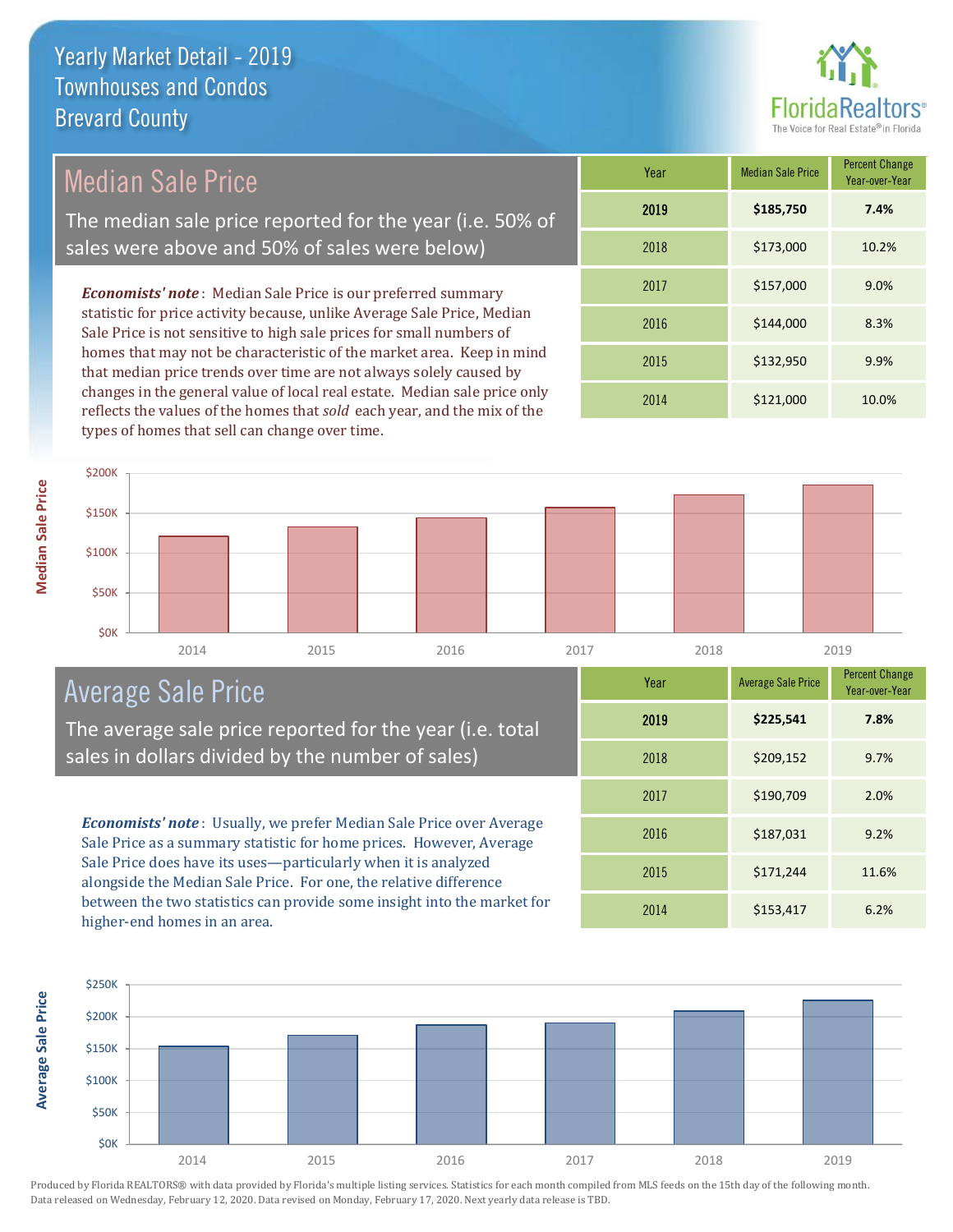# Yearly Market Detail - 2019
## Townhouses and Condos
## Brevard County

## Median Sale Price

The median sale price reported for the year (i.e. 50% of sales were above and 50% of sales were below)

***Economists' note***: Median Sale Price is our preferred summary statistic for price activity because, unlike Average Sale Price, Median Sale Price is not sensitive to high sale prices for small numbers of homes that may not be characteristic of the market area. Keep in mind that median price trends over time are not always solely caused by changes in the general value of local real estate. Median sale price only reflects the values of the homes that *sold* each year, and the mix of the types of homes that sell can change over time.

| Year | Median Sale Price | Percent Change Year-over-Year |
|---|---|---|
| **2019** | **$185,750** | **7.4%** |
| 2018 | $173,000 | 10.2% |
| 2017 | $157,000 | 9.0% |
| 2016 | $144,000 | 8.3% |
| 2015 | $132,950 | 9.9% |
| 2014 | $121,000 | 10.0% |

## Average Sale Price

The average sale price reported for the year (i.e. total sales in dollars divided by the number of sales)

***Economists' note***: Usually, we prefer Median Sale Price over Average Sale Price as a summary statistic for home prices. However, Average Sale Price does have its uses—particularly when it is analyzed alongside the Median Sale Price. For one, the relative difference between the two statistics can provide some insight into the market for higher-end homes in an area.

| Year | Average Sale Price | Percent Change Year-over-Year |
|---|---|---|
| **2019** | **$225,541** | **7.8%** |
| 2018 | $209,152 | 9.7% |
| 2017 | $190,709 | 2.0% |
| 2016 | $187,031 | 9.2% |
| 2015 | $171,244 | 11.6% |
| 2014 | $153,417 | 6.2% |

Produced by Florida REALTORS® with data provided by Florida's multiple listing services. Statistics for each month compiled from MLS feeds on the 15th day of the following month. Data released on Wednesday, February 12, 2020. Data revised on Monday, February 17, 2020. Next yearly data release is TBD.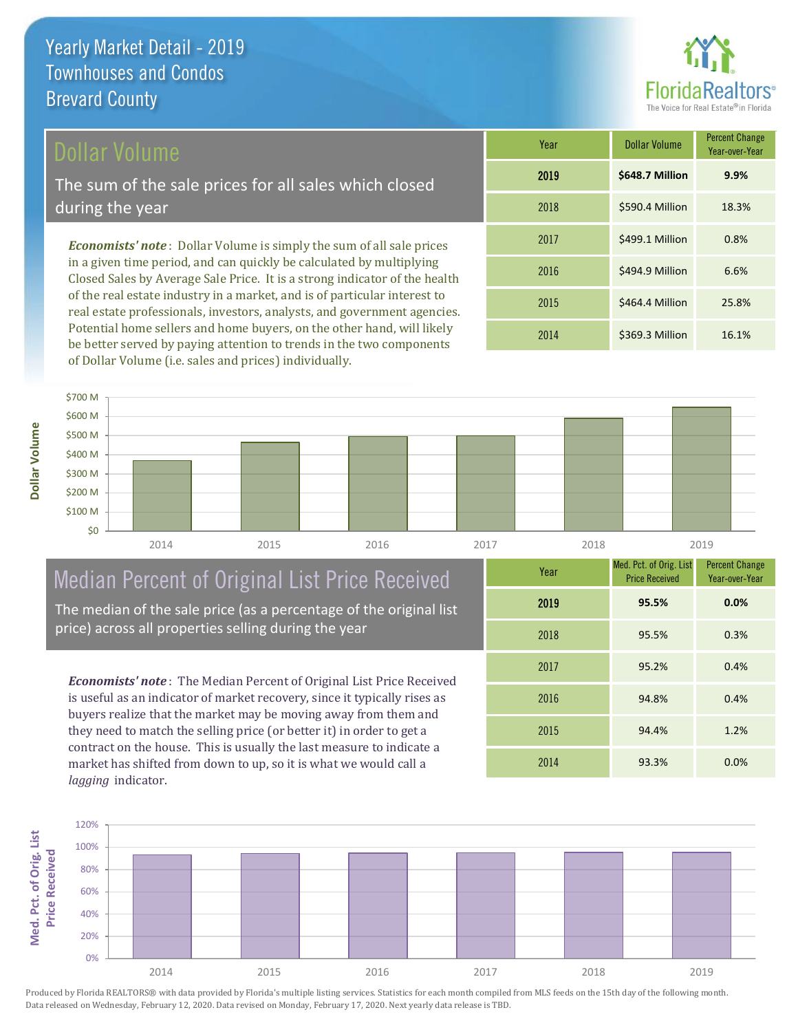# Yearly Market Detail - 2019
## Townhouses and Condos
## Brevard County

## Dollar Volume

The sum of the sale prices for all sales which closed during the year

*Economists' note*: Dollar Volume is simply the sum of all sale prices in a given time period, and can quickly be calculated by multiplying Closed Sales by Average Sale Price. It is a strong indicator of the health of the real estate industry in a market, and is of particular interest to real estate professionals, investors, analysts, and government agencies. Potential home sellers and home buyers, on the other hand, will likely be better served by paying attention to trends in the two components of Dollar Volume (i.e. sales and prices) individually.

| Year | Dollar Volume | Percent Change Year-over-Year |
|---|---|---|
| **2019** | **$648.7 Million** | **9.9%** |
| 2018 | $590.4 Million | 18.3% |
| 2017 | $499.1 Million | 0.8% |
| 2016 | $494.9 Million | 6.6% |
| 2015 | $464.4 Million | 25.8% |
| 2014 | $369.3 Million | 16.1% |

## Median Percent of Original List Price Received

The median of the sale price (as a percentage of the original list price) across all properties selling during the year

*Economists' note*: The Median Percent of Original List Price Received is useful as an indicator of market recovery, since it typically rises as buyers realize that the market may be moving away from them and they need to match the selling price (or better it) in order to get a contract on the house. This is usually the last measure to indicate a market has shifted from down to up, so it is what we would call a *lagging* indicator.

| Year | Med. Pct. of Orig. List Price Received | Percent Change Year-over-Year |
|---|---|---|
| **2019** | **95.5%** | **0.0%** |
| 2018 | 95.5% | 0.3% |
| 2017 | 95.2% | 0.4% |
| 2016 | 94.8% | 0.4% |
| 2015 | 94.4% | 1.2% |
| 2014 | 93.3% | 0.0% |

Produced by Florida REALTORS® with data provided by Florida's multiple listing services. Statistics for each month compiled from MLS feeds on the 15th day of the following month. Data released on Wednesday, February 12, 2020. Data revised on Monday, February 17, 2020. Next yearly data release is TBD.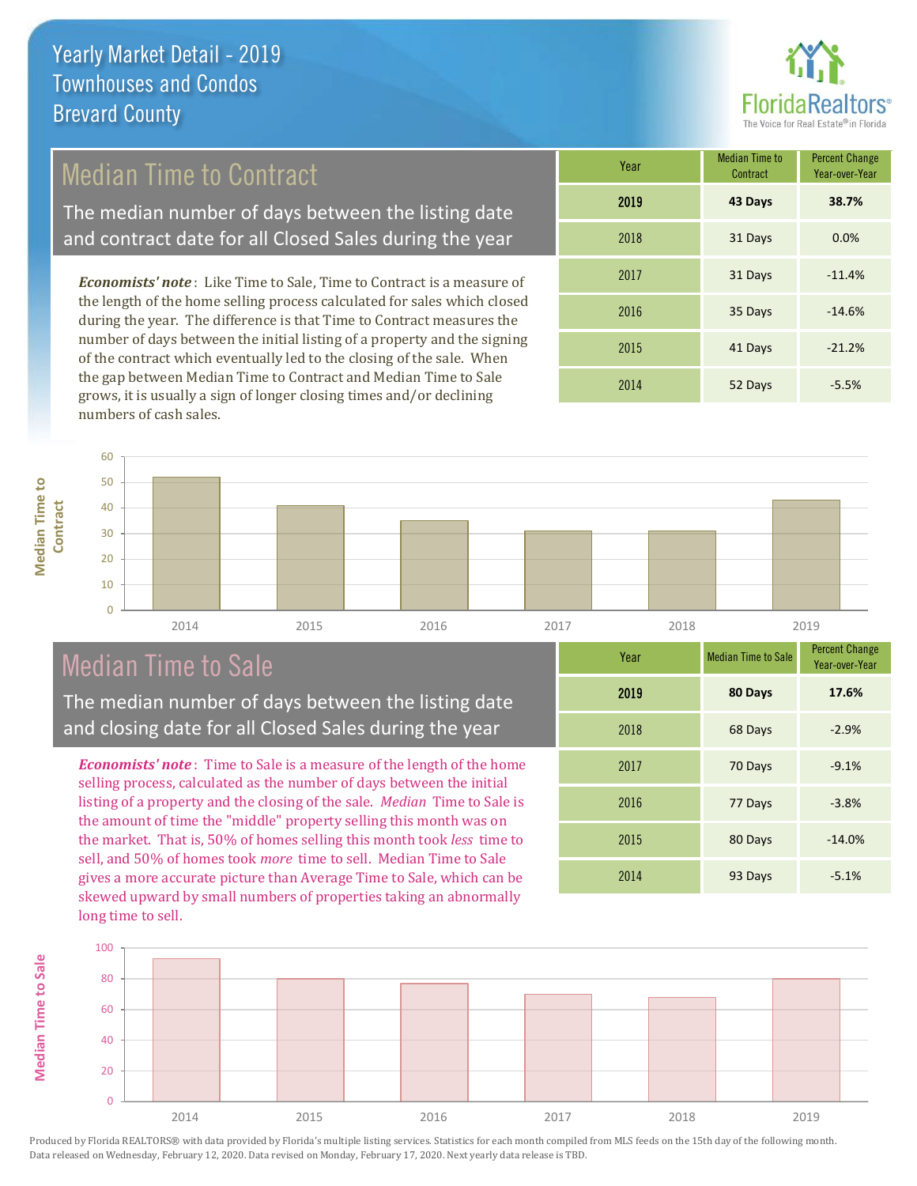# Yearly Market Detail - 2019
## Townhouses and Condos
## Brevard County

## Median Time to Contract

The median number of days between the listing date and contract date for all Closed Sales during the year

*Economists' note*: Like Time to Sale, Time to Contract is a measure of the length of the home selling process calculated for sales which closed during the year. The difference is that Time to Contract measures the number of days between the initial listing of a property and the signing of the contract which eventually led to the closing of the sale. When the gap between Median Time to Contract and Median Time to Sale grows, it is usually a sign of longer closing times and/or declining numbers of cash sales.

| Year | Median Time to Contract | Percent Change Year-over-Year |
|---|---|---|
| **2019** | **43 Days** | **38.7%** |
| 2018 | 31 Days | 0.0% |
| 2017 | 31 Days | -11.4% |
| 2016 | 35 Days | -14.6% |
| 2015 | 41 Days | -21.2% |
| 2014 | 52 Days | -5.5% |

## Median Time to Sale

The median number of days between the listing date and closing date for all Closed Sales during the year

*Economists' note*: Time to Sale is a measure of the length of the home selling process, calculated as the number of days between the initial listing of a property and the closing of the sale. *Median* Time to Sale is the amount of time the "middle" property selling this month was on the market. That is, 50% of homes selling this month took *less* time to sell, and 50% of homes took *more* time to sell. Median Time to Sale gives a more accurate picture than Average Time to Sale, which can be skewed upward by small numbers of properties taking an abnormally long time to sell.

| Year | Median Time to Sale | Percent Change Year-over-Year |
|---|---|---|
| **2019** | **80 Days** | **17.6%** |
| 2018 | 68 Days | -2.9% |
| 2017 | 70 Days | -9.1% |
| 2016 | 77 Days | -3.8% |
| 2015 | 80 Days | -14.0% |
| 2014 | 93 Days | -5.1% |

Produced by Florida REALTORS® with data provided by Florida's multiple listing services. Statistics for each month compiled from MLS feeds on the 15th day of the following month. Data released on Wednesday, February 12, 2020. Data revised on Monday, February 17, 2020. Next yearly data release is TBD.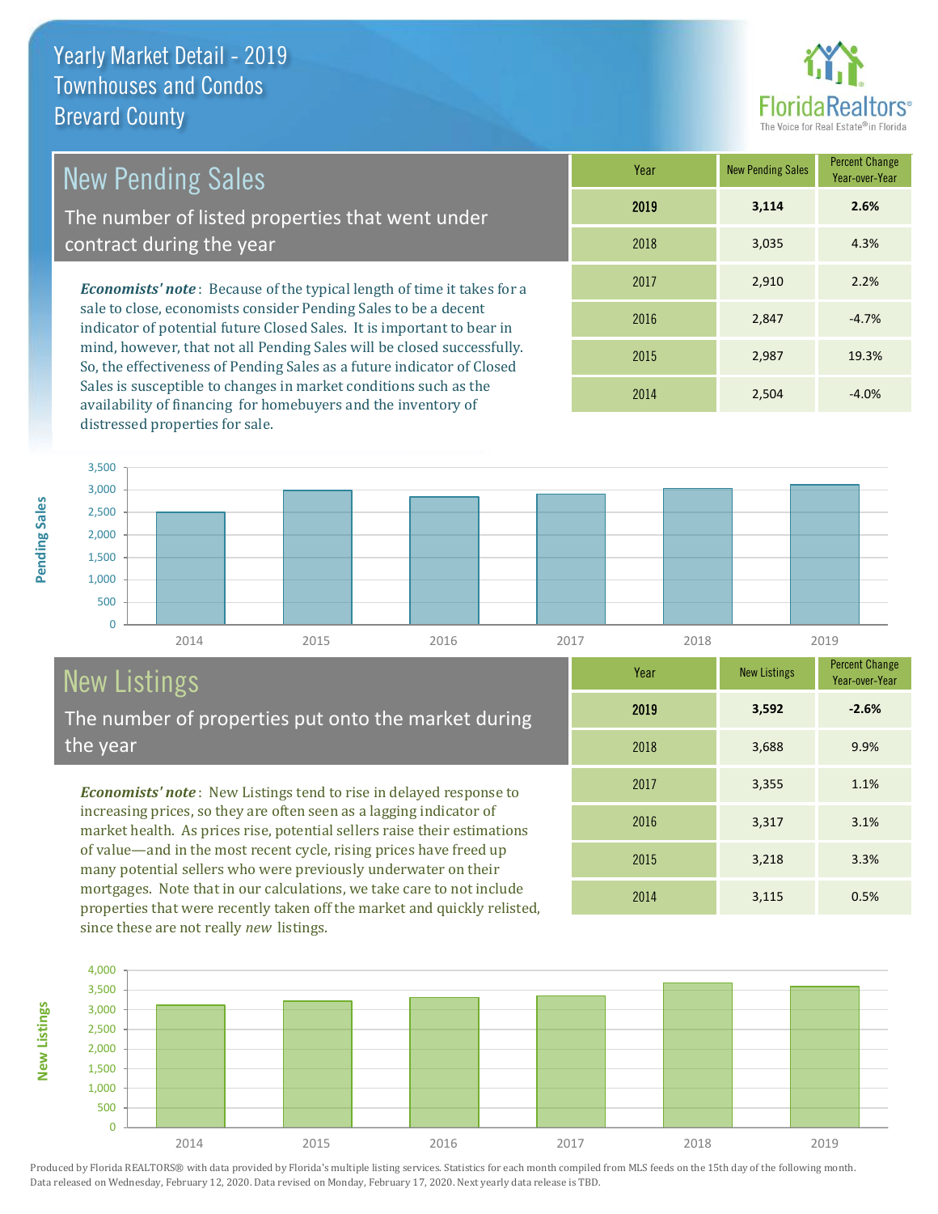# Yearly Market Detail - 2019
## Townhouses and Condos
## Brevard County

## New Pending Sales

The number of listed properties that went under contract during the year

***Economists' note***: Because of the typical length of time it takes for a sale to close, economists consider Pending Sales to be a decent indicator of potential future Closed Sales. It is important to bear in mind, however, that not all Pending Sales will be closed successfully. So, the effectiveness of Pending Sales as a future indicator of Closed Sales is susceptible to changes in market conditions such as the availability of financing for homebuyers and the inventory of distressed properties for sale.

| Year | New Pending Sales | Percent Change Year-over-Year |
|---|---|---|
| **2019** | **3,114** | **2.6%** |
| 2018 | 3,035 | 4.3% |
| 2017 | 2,910 | 2.2% |
| 2016 | 2,847 | -4.7% |
| 2015 | 2,987 | 19.3% |
| 2014 | 2,504 | -4.0% |

## New Listings

The number of properties put onto the market during the year

***Economists' note***: New Listings tend to rise in delayed response to increasing prices, so they are often seen as a lagging indicator of market health. As prices rise, potential sellers raise their estimations of value—and in the most recent cycle, rising prices have freed up many potential sellers who were previously underwater on their mortgages. Note that in our calculations, we take care to not include properties that were recently taken off the market and quickly relisted, since these are not really *new* listings.

| Year | New Listings | Percent Change Year-over-Year |
|---|---|---|
| **2019** | **3,592** | **-2.6%** |
| 2018 | 3,688 | 9.9% |
| 2017 | 3,355 | 1.1% |
| 2016 | 3,317 | 3.1% |
| 2015 | 3,218 | 3.3% |
| 2014 | 3,115 | 0.5% |

Produced by Florida REALTORS® with data provided by Florida's multiple listing services. Statistics for each month compiled from MLS feeds on the 15th day of the following month. Data released on Wednesday, February 12, 2020. Data revised on Monday, February 17, 2020. Next yearly data release is TBD.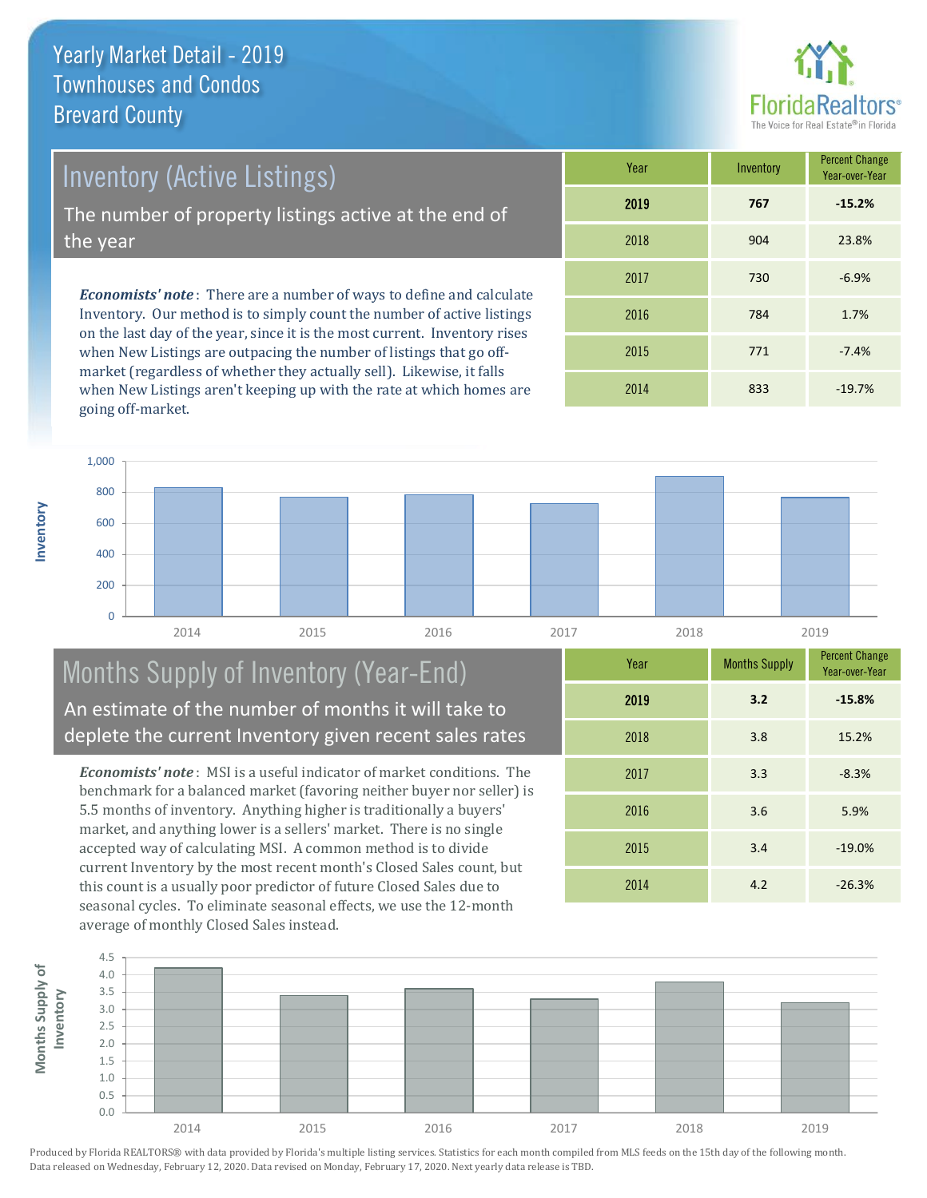# Yearly Market Detail - 2019
## Townhouses and Condos
## Brevard County

## Inventory (Active Listings)

The number of property listings active at the end of the year

***Economists' note***: There are a number of ways to define and calculate Inventory. Our method is to simply count the number of active listings on the last day of the year, since it is the most current. Inventory rises when New Listings are outpacing the number of listings that go off-market (regardless of whether they actually sell). Likewise, it falls when New Listings aren't keeping up with the rate at which homes are going off-market.

| Year | Inventory | Percent Change Year-over-Year |
|---|---|---|
| **2019** | **767** | **-15.2%** |
| 2018 | 904 | 23.8% |
| 2017 | 730 | -6.9% |
| 2016 | 784 | 1.7% |
| 2015 | 771 | -7.4% |
| 2014 | 833 | -19.7% |

## Months Supply of Inventory (Year-End)

An estimate of the number of months it will take to deplete the current Inventory given recent sales rates

***Economists' note***: MSI is a useful indicator of market conditions. The benchmark for a balanced market (favoring neither buyer nor seller) is 5.5 months of inventory. Anything higher is traditionally a buyers' market, and anything lower is a sellers' market. There is no single accepted way of calculating MSI. A common method is to divide current Inventory by the most recent month's Closed Sales count, but this count is a usually poor predictor of future Closed Sales due to seasonal cycles. To eliminate seasonal effects, we use the 12-month average of monthly Closed Sales instead.

| Year | Months Supply | Percent Change Year-over-Year |
|---|---|---|
| **2019** | **3.2** | **-15.8%** |
| 2018 | 3.8 | 15.2% |
| 2017 | 3.3 | -8.3% |
| 2016 | 3.6 | 5.9% |
| 2015 | 3.4 | -19.0% |
| 2014 | 4.2 | -26.3% |

Produced by Florida REALTORS® with data provided by Florida's multiple listing services. Statistics for each month compiled from MLS feeds on the 15th day of the following month. Data released on Wednesday, February 12, 2020. Data revised on Monday, February 17, 2020. Next yearly data release is TBD.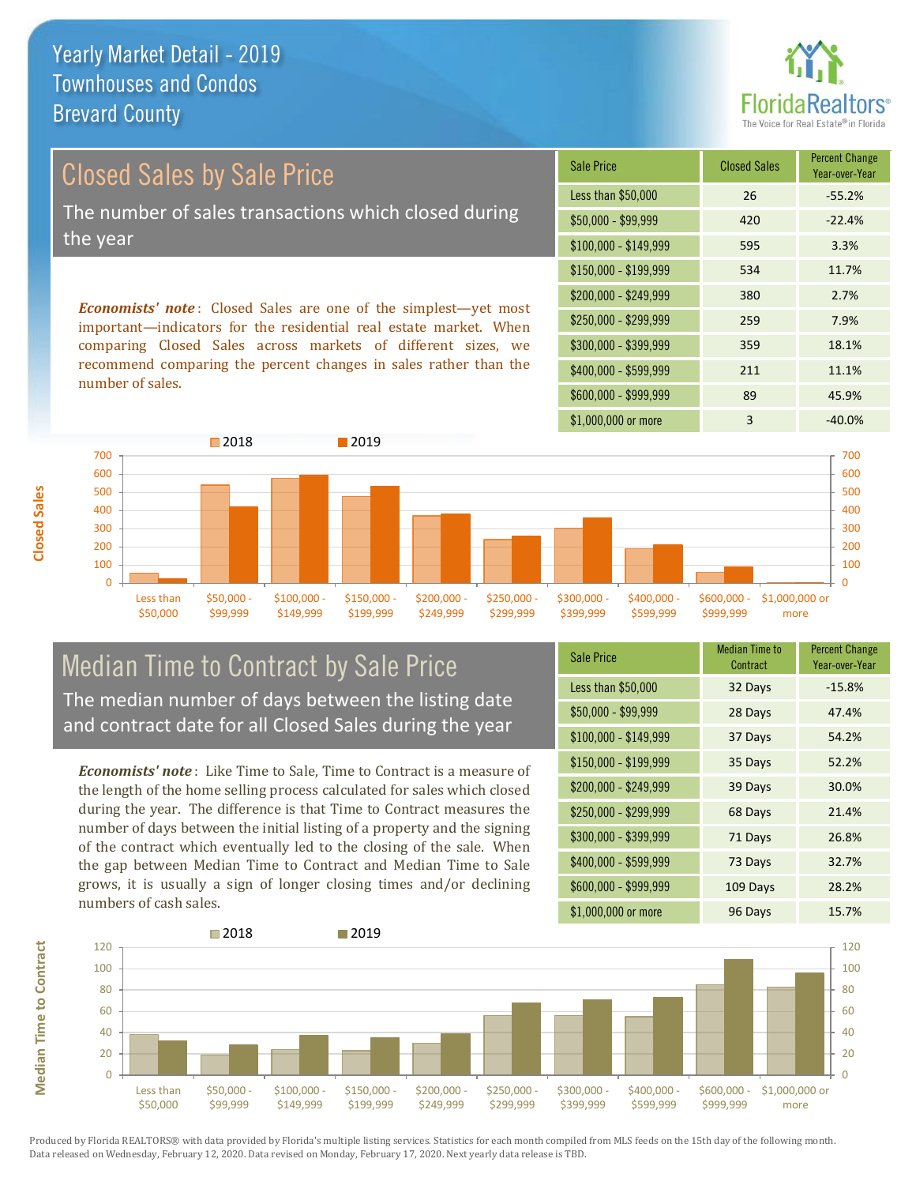# Yearly Market Detail - 2019
## Townhouses and Condos
## Brevard County

## Closed Sales by Sale Price

The number of sales transactions which closed during the year

***Economists' note***: Closed Sales are one of the simplest—yet most important—indicators for the residential real estate market. When comparing Closed Sales across markets of different sizes, we recommend comparing the percent changes in sales rather than the number of sales.

| Sale Price | Closed Sales | Percent Change Year-over-Year |
|---|---|---|
| Less than $50,000 | 26 | -55.2% |
| $50,000 - $99,999 | 420 | -22.4% |
| $100,000 - $149,999 | 595 | 3.3% |
| $150,000 - $199,999 | 534 | 11.7% |
| $200,000 - $249,999 | 380 | 2.7% |
| $250,000 - $299,999 | 259 | 7.9% |
| $300,000 - $399,999 | 359 | 18.1% |
| $400,000 - $599,999 | 211 | 11.1% |
| $600,000 - $999,999 | 89 | 45.9% |
| $1,000,000 or more | 3 | -40.0% |

## Median Time to Contract by Sale Price

The median number of days between the listing date and contract date for all Closed Sales during the year

***Economists' note***: Like Time to Sale, Time to Contract is a measure of the length of the home selling process calculated for sales which closed during the year. The difference is that Time to Contract measures the number of days between the initial listing of a property and the signing of the contract which eventually led to the closing of the sale. When the gap between Median Time to Contract and Median Time to Sale grows, it is usually a sign of longer closing times and/or declining numbers of cash sales.

| Sale Price | Median Time to Contract | Percent Change Year-over-Year |
|---|---|---|
| Less than $50,000 | 32 Days | -15.8% |
| $50,000 - $99,999 | 28 Days | 47.4% |
| $100,000 - $149,999 | 37 Days | 54.2% |
| $150,000 - $199,999 | 35 Days | 52.2% |
| $200,000 - $249,999 | 39 Days | 30.0% |
| $250,000 - $299,999 | 68 Days | 21.4% |
| $300,000 - $399,999 | 71 Days | 26.8% |
| $400,000 - $599,999 | 73 Days | 32.7% |
| $600,000 - $999,999 | 109 Days | 28.2% |
| $1,000,000 or more | 96 Days | 15.7% |

Produced by Florida REALTORS® with data provided by Florida's multiple listing services. Statistics for each month compiled from MLS feeds on the 15th day of the following month. Data released on Wednesday, February 12, 2020. Data revised on Monday, February 17, 2020. Next yearly data release is TBD.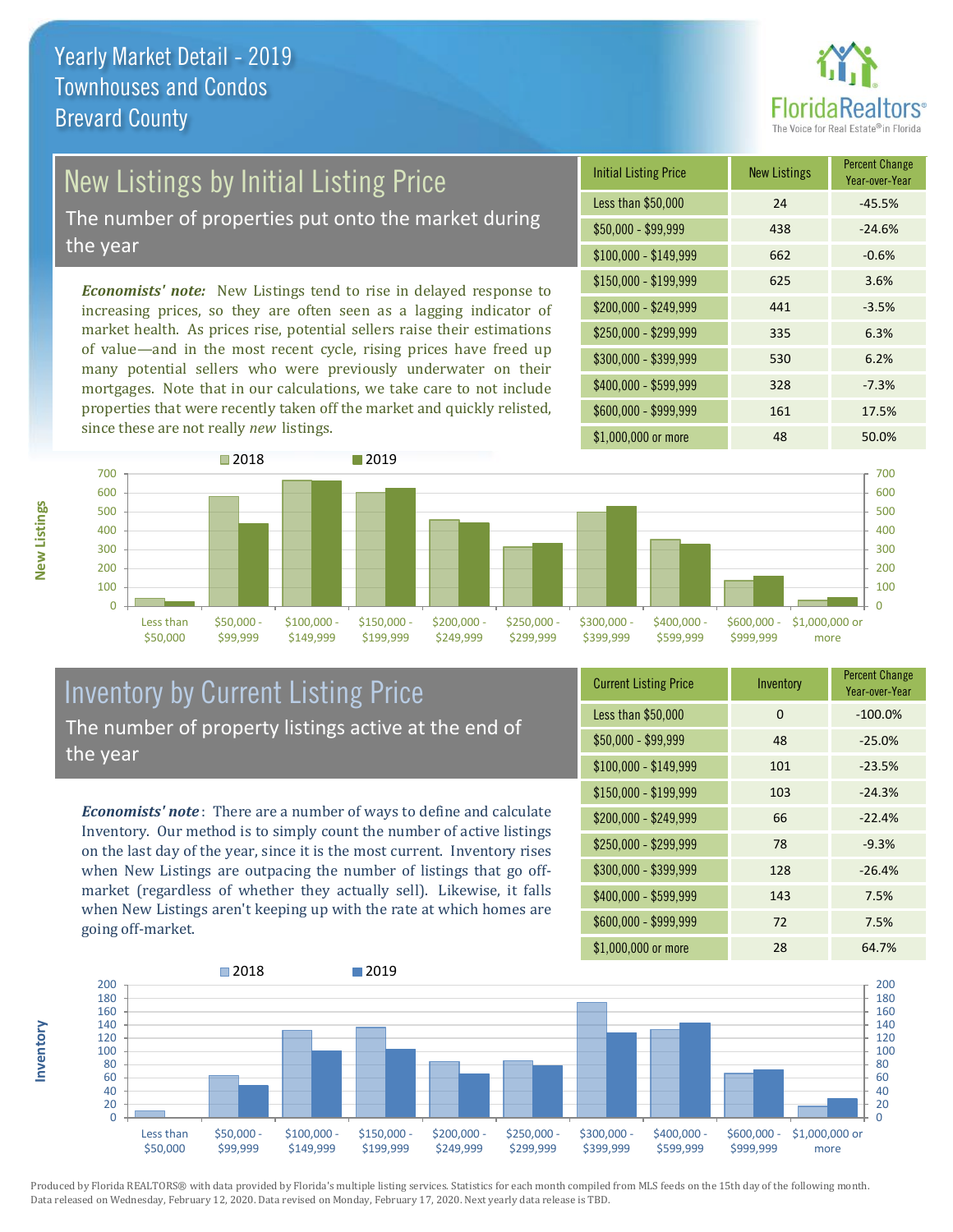# Yearly Market Detail - 2019
## Townhouses and Condos
## Brevard County

## New Listings by Initial Listing Price

The number of properties put onto the market during the year

*Economists' note:* New Listings tend to rise in delayed response to increasing prices, so they are often seen as a lagging indicator of market health. As prices rise, potential sellers raise their estimations of value—and in the most recent cycle, rising prices have freed up many potential sellers who were previously underwater on their mortgages. Note that in our calculations, we take care to not include properties that were recently taken off the market and quickly relisted, since these are not really *new* listings.

| Initial Listing Price | New Listings | Percent Change Year-over-Year |
|---|---|---|
| Less than $50,000 | 24 | -45.5% |
| $50,000 - $99,999 | 438 | -24.6% |
| $100,000 - $149,999 | 662 | -0.6% |
| $150,000 - $199,999 | 625 | 3.6% |
| $200,000 - $249,999 | 441 | -3.5% |
| $250,000 - $299,999 | 335 | 6.3% |
| $300,000 - $399,999 | 530 | 6.2% |
| $400,000 - $599,999 | 328 | -7.3% |
| $600,000 - $999,999 | 161 | 17.5% |
| $1,000,000 or more | 48 | 50.0% |

## Inventory by Current Listing Price

The number of property listings active at the end of the year

*Economists' note*: There are a number of ways to define and calculate Inventory. Our method is to simply count the number of active listings on the last day of the year, since it is the most current. Inventory rises when New Listings are outpacing the number of listings that go off-market (regardless of whether they actually sell). Likewise, it falls when New Listings aren't keeping up with the rate at which homes are going off-market.

| Current Listing Price | Inventory | Percent Change Year-over-Year |
|---|---|---|
| Less than $50,000 | 0 | -100.0% |
| $50,000 - $99,999 | 48 | -25.0% |
| $100,000 - $149,999 | 101 | -23.5% |
| $150,000 - $199,999 | 103 | -24.3% |
| $200,000 - $249,999 | 66 | -22.4% |
| $250,000 - $299,999 | 78 | -9.3% |
| $300,000 - $399,999 | 128 | -26.4% |
| $400,000 - $599,999 | 143 | 7.5% |
| $600,000 - $999,999 | 72 | 7.5% |
| $1,000,000 or more | 28 | 64.7% |

Produced by Florida REALTORS® with data provided by Florida's multiple listing services. Statistics for each month compiled from MLS feeds on the 15th day of the following month. Data released on Wednesday, February 12, 2020. Data revised on Monday, February 17, 2020. Next yearly data release is TBD.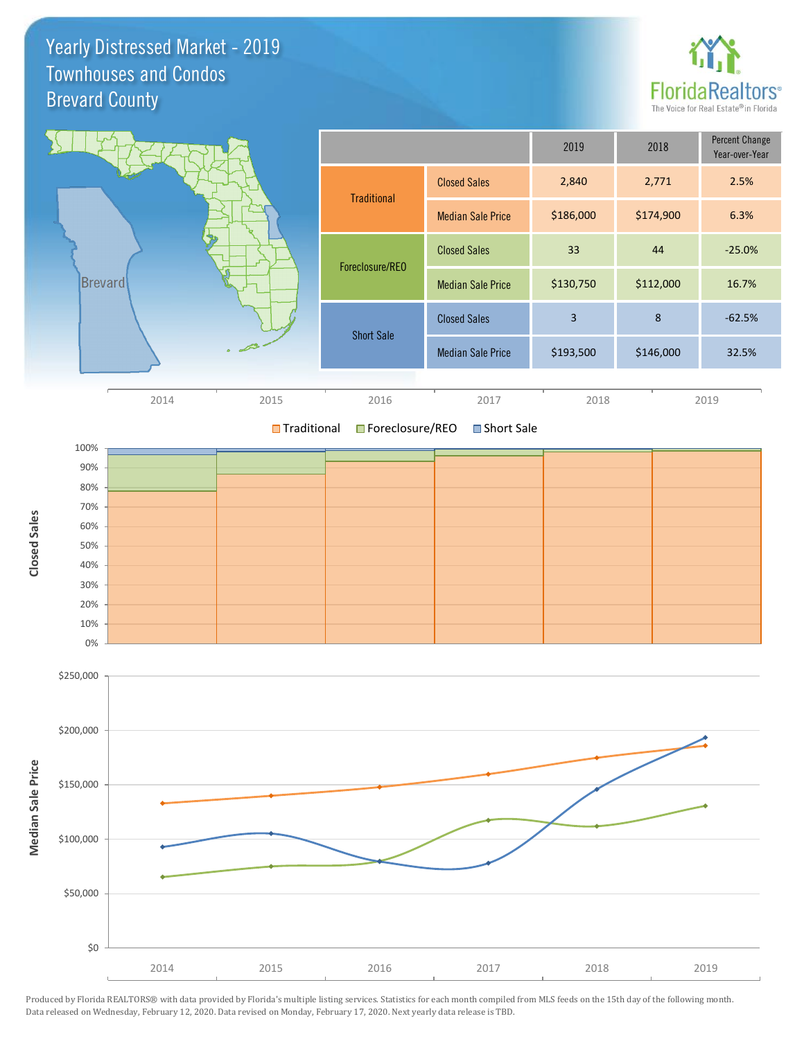# Yearly Distressed Market - 2019
## Townhouses and Condos
## Brevard County

FloridaRealtors® The Voice for Real Estate® in Florida

Brevard

| | | 2019 | 2018 | Percent Change Year-over-Year |
|---|---|---|---|---|
| Traditional | Closed Sales | 2,840 | 2,771 | 2.5% |
| | Median Sale Price | $186,000 | $174,900 | 6.3% |
| Foreclosure/REO | Closed Sales | 33 | 44 | -25.0% |
| | Median Sale Price | $130,750 | $112,000 | 16.7% |
| Short Sale | Closed Sales | 3 | 8 | -62.5% |
| | Median Sale Price | $193,500 | $146,000 | 32.5% |

2014 2015 2016 2017 2018 2019

Traditional Foreclosure/REO Short Sale

Closed Sales

100% 90% 80% 70% 60% 50% 40% 30% 20% 10% 0%

Median Sale Price

$250,000 $200,000 $150,000 $100,000 $50,000 $0

2014 2015 2016 2017 2018 2019

Produced by Florida REALTORS® with data provided by Florida's multiple listing services. Statistics for each month compiled from MLS feeds on the 15th day of the following month. Data released on Wednesday, February 12, 2020. Data revised on Monday, February 17, 2020. Next yearly data release is TBD.